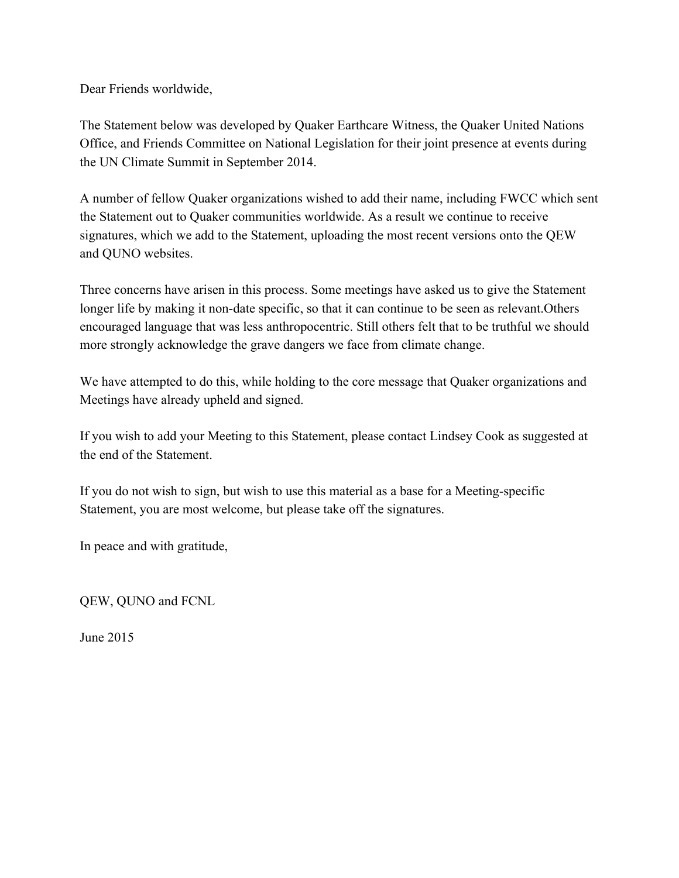Dear Friends worldwide,

The Statement below was developed by Quaker Earthcare Witness, the Quaker United Nations Office, and Friends Committee on National Legislation for their joint presence at events during the UN Climate Summit in September 2014.

A number of fellow Quaker organizations wished to add their name, including FWCC which sent the Statement out to Quaker communities worldwide. As a result we continue to receive signatures, which we add to the Statement, uploading the most recent versions onto the QEW and QUNO websites.

Three concerns have arisen in this process. Some meetings have asked us to give the Statement longer life by making it non-date specific, so that it can continue to be seen as relevant.Others encouraged language that was less anthropocentric. Still others felt that to be truthful we should more strongly acknowledge the grave dangers we face from climate change.

We have attempted to do this, while holding to the core message that Quaker organizations and Meetings have already upheld and signed.

If you wish to add your Meeting to this Statement, please contact Lindsey Cook as suggested at the end of the Statement.

If you do not wish to sign, but wish to use this material as a base for a Meeting-specific Statement, you are most welcome, but please take off the signatures.

In peace and with gratitude,

QEW, QUNO and FCNL

June 2015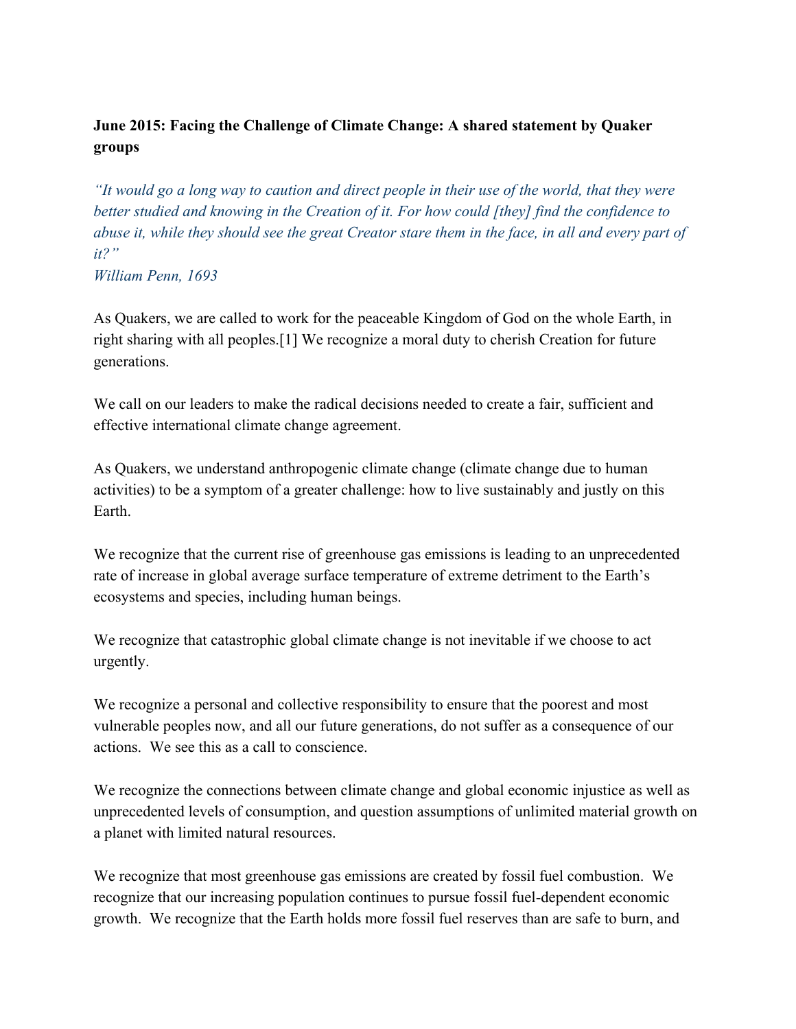**June 2015: Facing the Challenge of Climate Change: A shared statement by Quaker groups**

*"It would go a long way to caution and direct people in their use of the world, that they were better studied and knowing in the Creation of it. For how could [they] find the confidence to abuse it, while they should see the great Creator stare them in the face, in all and every part of it?"*
*William Penn, 1693*

As Quakers, we are called to work for the peaceable Kingdom of God on the whole Earth, in right sharing with all peoples.[1] We recognize a moral duty to cherish Creation for future generations.

We call on our leaders to make the radical decisions needed to create a fair, sufficient and effective international climate change agreement.

As Quakers, we understand anthropogenic climate change (climate change due to human activities) to be a symptom of a greater challenge: how to live sustainably and justly on this Earth.

We recognize that the current rise of greenhouse gas emissions is leading to an unprecedented rate of increase in global average surface temperature of extreme detriment to the Earth's ecosystems and species, including human beings.

We recognize that catastrophic global climate change is not inevitable if we choose to act urgently.

We recognize a personal and collective responsibility to ensure that the poorest and most vulnerable peoples now, and all our future generations, do not suffer as a consequence of our actions. We see this as a call to conscience.

We recognize the connections between climate change and global economic injustice as well as unprecedented levels of consumption, and question assumptions of unlimited material growth on a planet with limited natural resources.

We recognize that most greenhouse gas emissions are created by fossil fuel combustion. We recognize that our increasing population continues to pursue fossil fuel-dependent economic growth. We recognize that the Earth holds more fossil fuel reserves than are safe to burn, and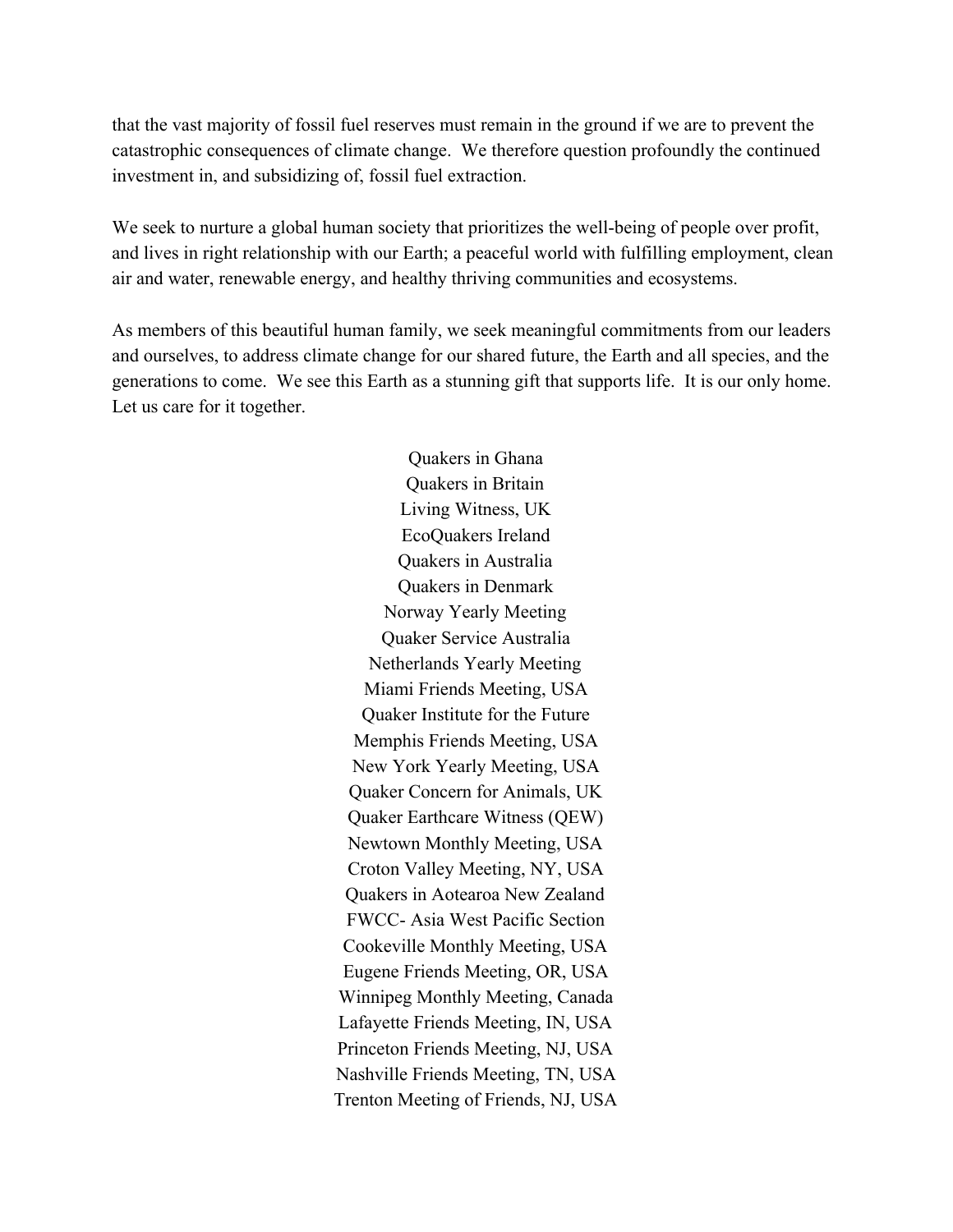that the vast majority of fossil fuel reserves must remain in the ground if we are to prevent the catastrophic consequences of climate change. We therefore question profoundly the continued investment in, and subsidizing of, fossil fuel extraction.

We seek to nurture a global human society that prioritizes the well-being of people over profit, and lives in right relationship with our Earth; a peaceful world with fulfilling employment, clean air and water, renewable energy, and healthy thriving communities and ecosystems.

As members of this beautiful human family, we seek meaningful commitments from our leaders and ourselves, to address climate change for our shared future, the Earth and all species, and the generations to come. We see this Earth as a stunning gift that supports life. It is our only home. Let us care for it together.

Quakers in Ghana  
Quakers in Britain  
Living Witness, UK  
EcoQuakers Ireland  
Quakers in Australia  
Quakers in Denmark  
Norway Yearly Meeting  
Quaker Service Australia  
Netherlands Yearly Meeting  
Miami Friends Meeting, USA  
Quaker Institute for the Future  
Memphis Friends Meeting, USA  
New York Yearly Meeting, USA  
Quaker Concern for Animals, UK  
Quaker Earthcare Witness (QEW)  
Newtown Monthly Meeting, USA  
Croton Valley Meeting, NY, USA  
Quakers in Aotearoa New Zealand  
FWCC- Asia West Pacific Section  
Cookeville Monthly Meeting, USA  
Eugene Friends Meeting, OR, USA  
Winnipeg Monthly Meeting, Canada  
Lafayette Friends Meeting, IN, USA  
Princeton Friends Meeting, NJ, USA  
Nashville Friends Meeting, TN, USA  
Trenton Meeting of Friends, NJ, USA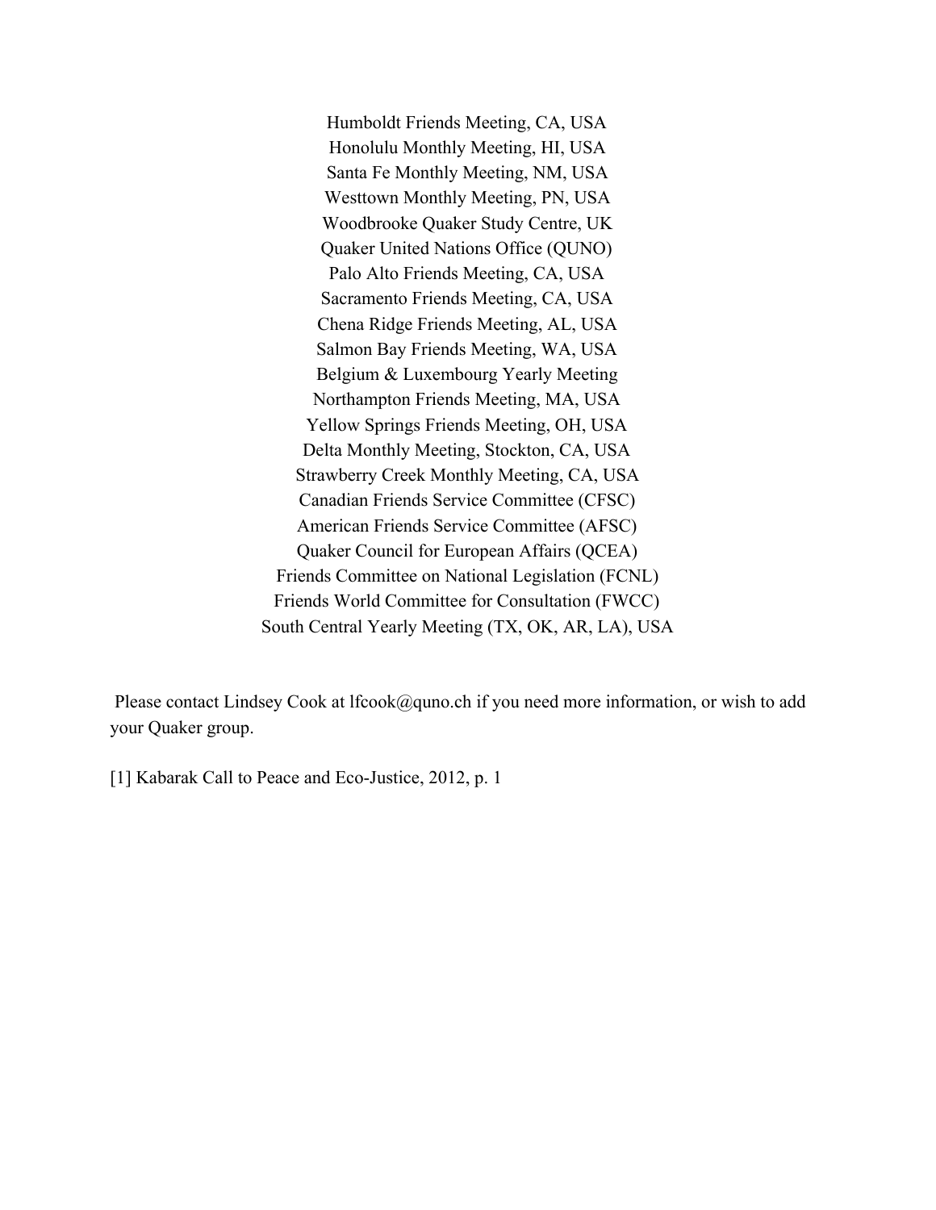Humboldt Friends Meeting, CA, USA
Honolulu Monthly Meeting, HI, USA
Santa Fe Monthly Meeting, NM, USA
Westtown Monthly Meeting, PN, USA
Woodbrooke Quaker Study Centre, UK
Quaker United Nations Office (QUNO)
Palo Alto Friends Meeting, CA, USA
Sacramento Friends Meeting, CA, USA
Chena Ridge Friends Meeting, AL, USA
Salmon Bay Friends Meeting, WA, USA
Belgium & Luxembourg Yearly Meeting
Northampton Friends Meeting, MA, USA
Yellow Springs Friends Meeting, OH, USA
Delta Monthly Meeting, Stockton, CA, USA
Strawberry Creek Monthly Meeting, CA, USA
Canadian Friends Service Committee (CFSC)
American Friends Service Committee (AFSC)
Quaker Council for European Affairs (QCEA)
Friends Committee on National Legislation (FCNL)
Friends World Committee for Consultation (FWCC)
South Central Yearly Meeting (TX, OK, AR, LA), USA

Please contact Lindsey Cook at lfcook@quno.ch if you need more information, or wish to add your Quaker group.

[1] Kabarak Call to Peace and Eco-Justice, 2012, p. 1